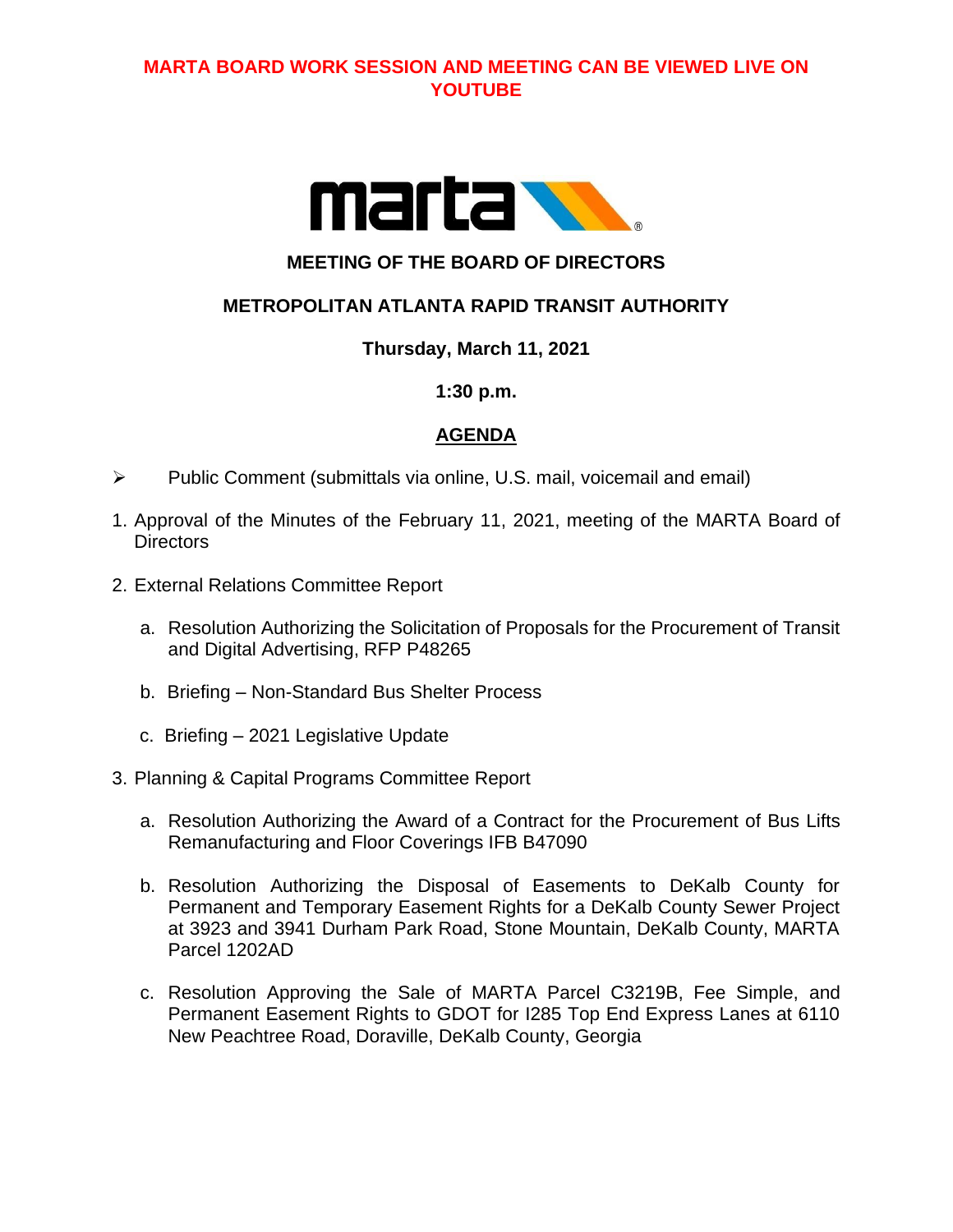**MARTA BOARD WORK SESSION AND MEETING CAN BE VIEWED LIVE ON YOUTUBE**

marta

**MEETING OF THE BOARD OF DIRECTORS**

**METROPOLITAN ATLANTA RAPID TRANSIT AUTHORITY**

**Thursday, March 11, 2021**

**1:30 p.m.**

## AGENDA

- Public Comment (submittals via online, U.S. mail, voicemail and email)

1. Approval of the Minutes of the February 11, 2021, meeting of the MARTA Board of Directors

2. External Relations Committee Report

   a. Resolution Authorizing the Solicitation of Proposals for the Procurement of Transit and Digital Advertising, RFP P48265

   b. Briefing – Non-Standard Bus Shelter Process

   c. Briefing – 2021 Legislative Update

3. Planning & Capital Programs Committee Report

   a. Resolution Authorizing the Award of a Contract for the Procurement of Bus Lifts Remanufacturing and Floor Coverings IFB B47090

   b. Resolution Authorizing the Disposal of Easements to DeKalb County for Permanent and Temporary Easement Rights for a DeKalb County Sewer Project at 3923 and 3941 Durham Park Road, Stone Mountain, DeKalb County, MARTA Parcel 1202AD

   c. Resolution Approving the Sale of MARTA Parcel C3219B, Fee Simple, and Permanent Easement Rights to GDOT for I285 Top End Express Lanes at 6110 New Peachtree Road, Doraville, DeKalb County, Georgia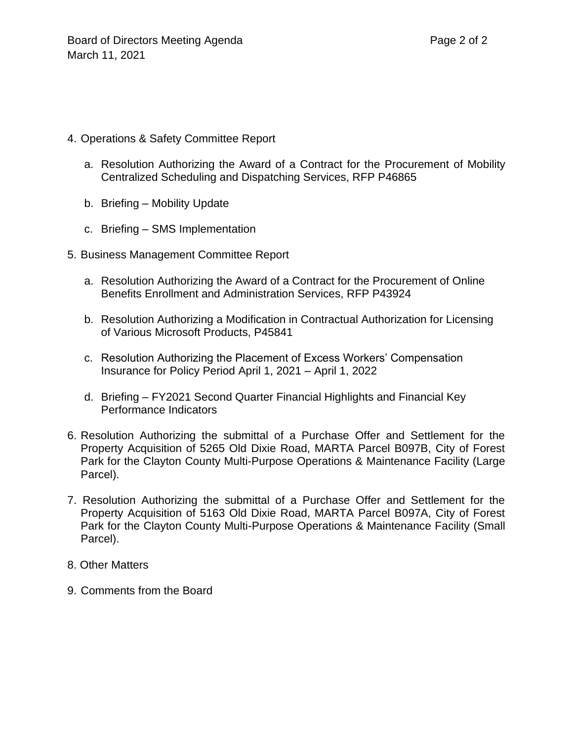4. Operations & Safety Committee Report

   a. Resolution Authorizing the Award of a Contract for the Procurement of Mobility Centralized Scheduling and Dispatching Services, RFP P46865

   b. Briefing – Mobility Update

   c. Briefing – SMS Implementation

5. Business Management Committee Report

   a. Resolution Authorizing the Award of a Contract for the Procurement of Online Benefits Enrollment and Administration Services, RFP P43924

   b. Resolution Authorizing a Modification in Contractual Authorization for Licensing of Various Microsoft Products, P45841

   c. Resolution Authorizing the Placement of Excess Workers' Compensation Insurance for Policy Period April 1, 2021 – April 1, 2022

   d. Briefing – FY2021 Second Quarter Financial Highlights and Financial Key Performance Indicators

6. Resolution Authorizing the submittal of a Purchase Offer and Settlement for the Property Acquisition of 5265 Old Dixie Road, MARTA Parcel B097B, City of Forest Park for the Clayton County Multi-Purpose Operations & Maintenance Facility (Large Parcel).

7. Resolution Authorizing the submittal of a Purchase Offer and Settlement for the Property Acquisition of 5163 Old Dixie Road, MARTA Parcel B097A, City of Forest Park for the Clayton County Multi-Purpose Operations & Maintenance Facility (Small Parcel).

8. Other Matters

9. Comments from the Board